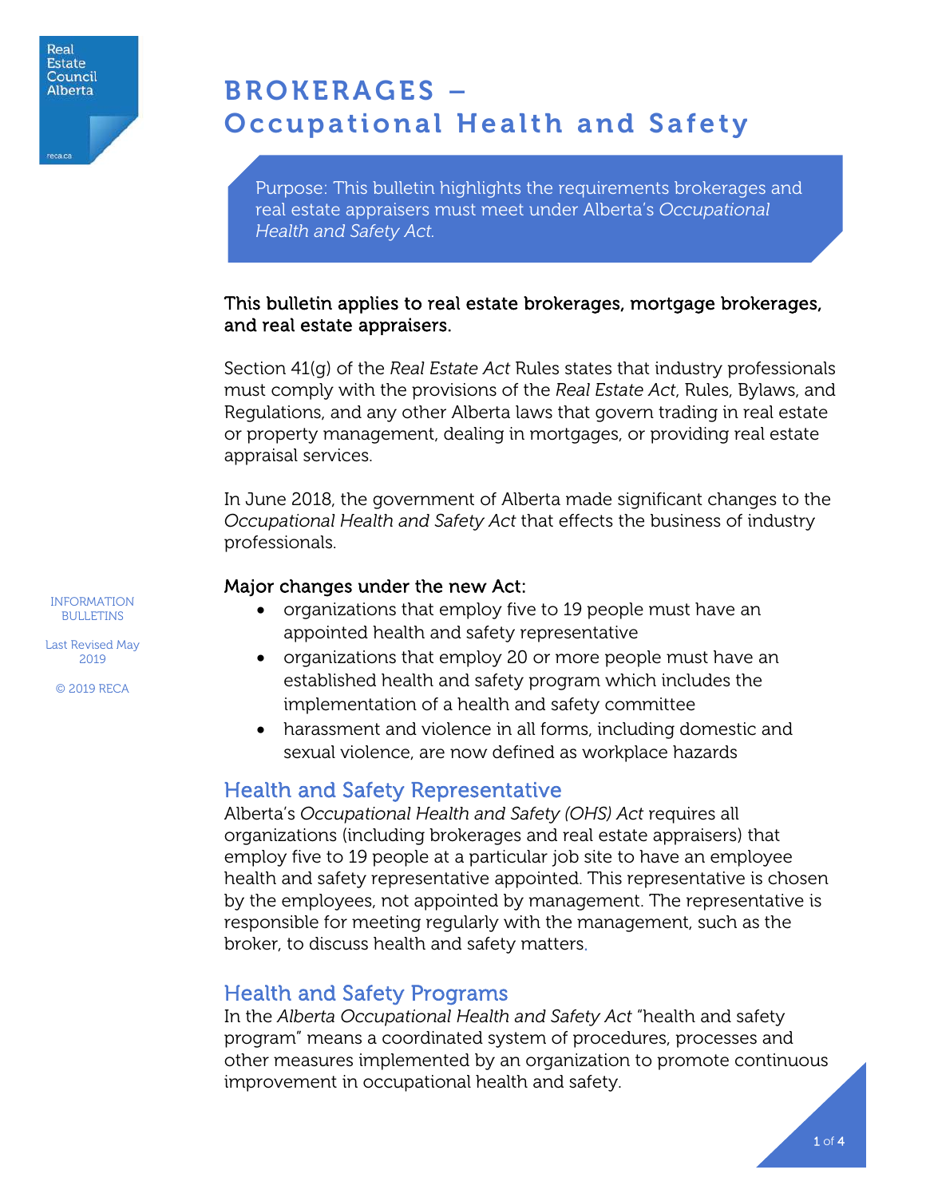Real Estate Council Alberta

reca.ca

# BROKERAGES – Occupational Health and Safety

Purpose: This bulletin highlights the requirements brokerages and real estate appraisers must meet under Alberta's *Occupational Health and Safety Act.*

INFORMATION BULLETINS

Last Revised May 2019

© 2019 RECA

**This bulletin applies to real estate brokerages, mortgage brokerages, and real estate appraisers.**

Section 41(g) of the *Real Estate Act* Rules states that industry professionals must comply with the provisions of the *Real Estate Act*, Rules, Bylaws, and Regulations, and any other Alberta laws that govern trading in real estate or property management, dealing in mortgages, or providing real estate appraisal services.

In June 2018, the government of Alberta made significant changes to the *Occupational Health and Safety Act* that effects the business of industry professionals.

**Major changes under the new Act:**

- organizations that employ five to 19 people must have an appointed health and safety representative
- organizations that employ 20 or more people must have an established health and safety program which includes the implementation of a health and safety committee
- harassment and violence in all forms, including domestic and sexual violence, are now defined as workplace hazards

## Health and Safety Representative

Alberta's *Occupational Health and Safety (OHS) Act* requires all organizations (including brokerages and real estate appraisers) that employ five to 19 people at a particular job site to have an employee health and safety representative appointed. This representative is chosen by the employees, not appointed by management. The representative is responsible for meeting regularly with the management, such as the broker, to discuss health and safety matters.

## Health and Safety Programs

In the *Alberta Occupational Health and Safety Act* "health and safety program" means a coordinated system of procedures, processes and other measures implemented by an organization to promote continuous improvement in occupational health and safety.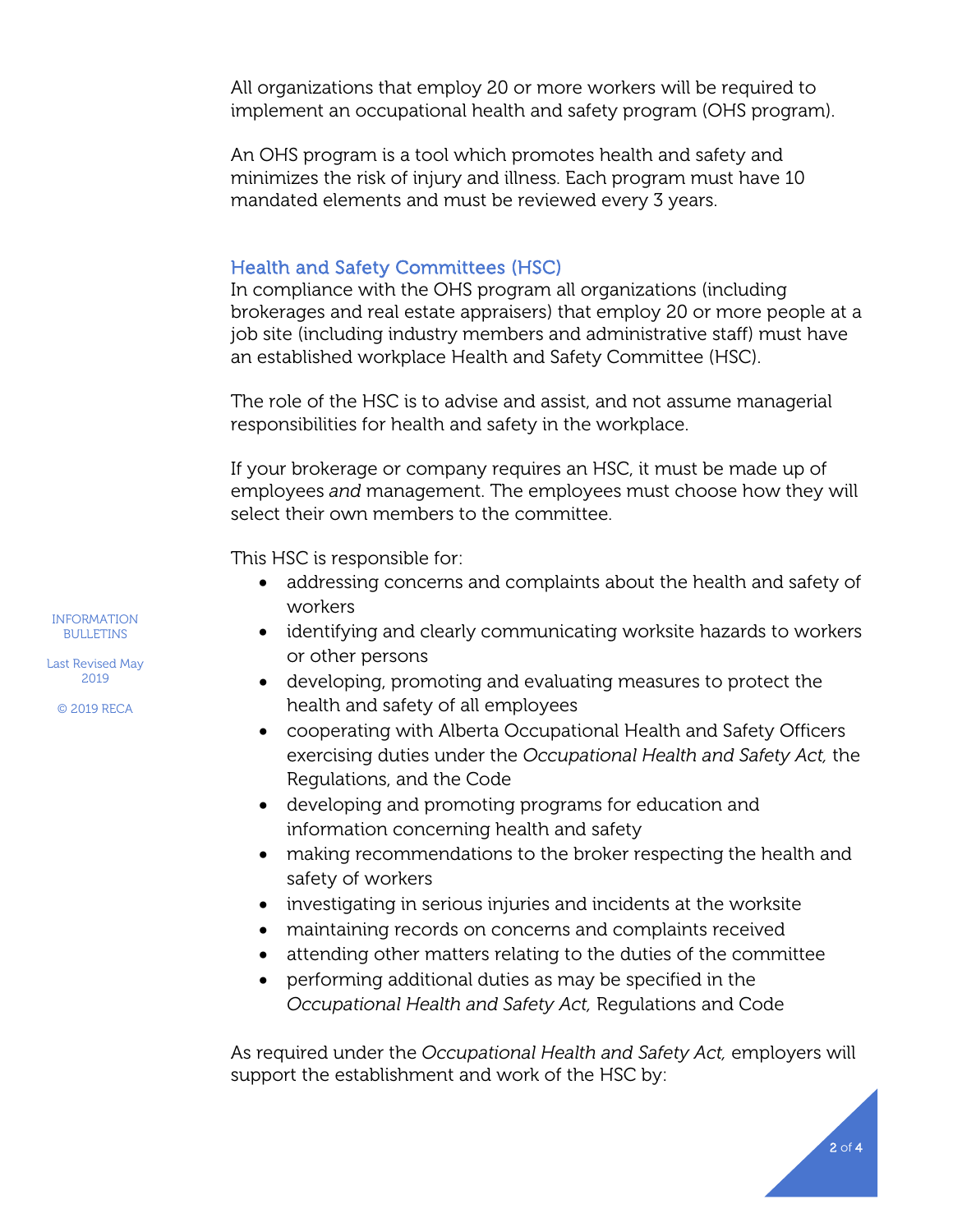All organizations that employ 20 or more workers will be required to implement an occupational health and safety program (OHS program).

An OHS program is a tool which promotes health and safety and minimizes the risk of injury and illness. Each program must have 10 mandated elements and must be reviewed every 3 years.

## Health and Safety Committees (HSC)

In compliance with the OHS program all organizations (including brokerages and real estate appraisers) that employ 20 or more people at a job site (including industry members and administrative staff) must have an established workplace Health and Safety Committee (HSC).

The role of the HSC is to advise and assist, and not assume managerial responsibilities for health and safety in the workplace.

If your brokerage or company requires an HSC, it must be made up of employees *and* management. The employees must choose how they will select their own members to the committee.

This HSC is responsible for:

- addressing concerns and complaints about the health and safety of workers
- identifying and clearly communicating worksite hazards to workers or other persons
- developing, promoting and evaluating measures to protect the health and safety of all employees
- cooperating with Alberta Occupational Health and Safety Officers exercising duties under the *Occupational Health and Safety Act,* the Regulations, and the Code
- developing and promoting programs for education and information concerning health and safety
- making recommendations to the broker respecting the health and safety of workers
- investigating in serious injuries and incidents at the worksite
- maintaining records on concerns and complaints received
- attending other matters relating to the duties of the committee
- performing additional duties as may be specified in the *Occupational Health and Safety Act,* Regulations and Code

As required under the *Occupational Health and Safety Act,* employers will support the establishment and work of the HSC by: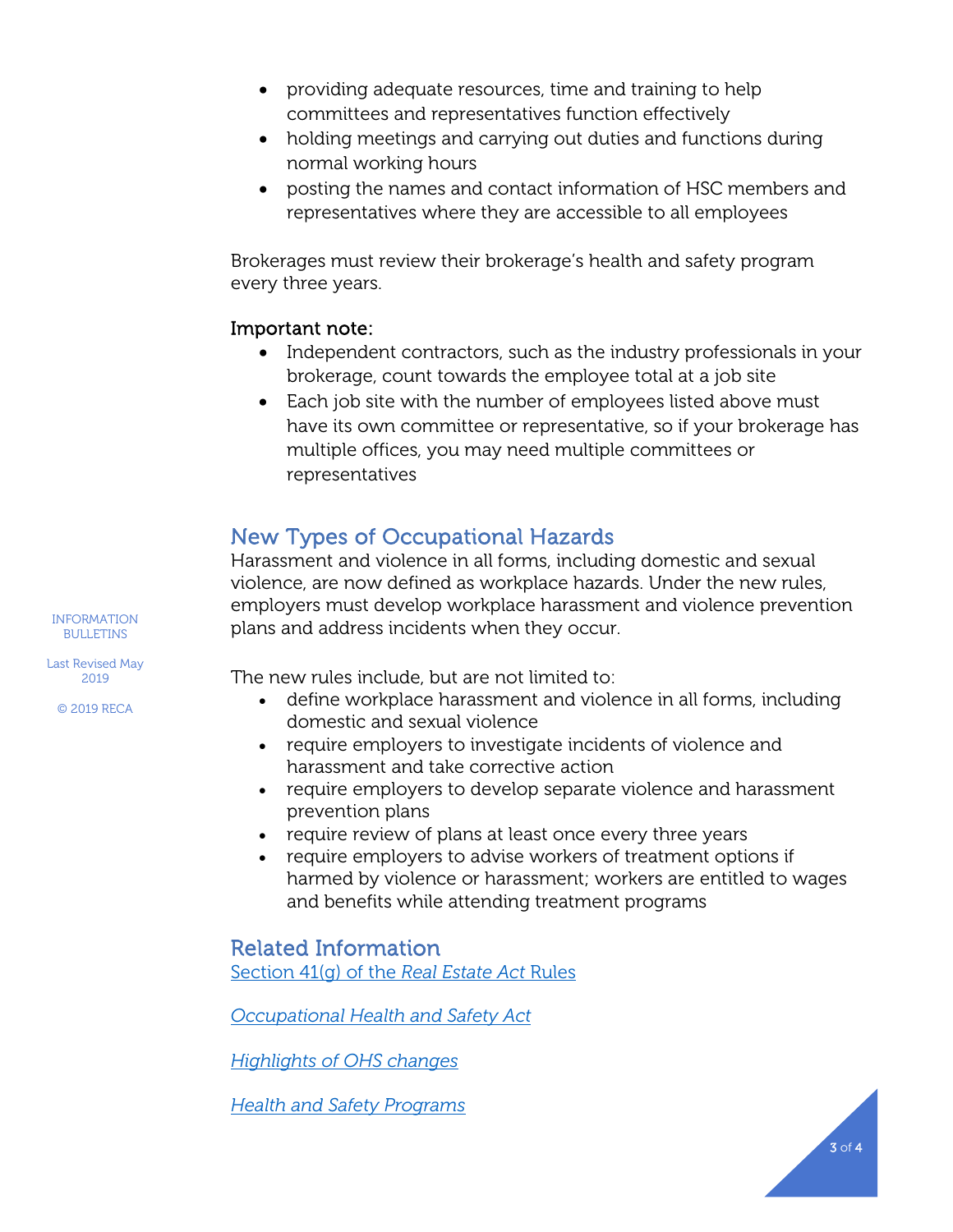- providing adequate resources, time and training to help committees and representatives function effectively
- holding meetings and carrying out duties and functions during normal working hours
- posting the names and contact information of HSC members and representatives where they are accessible to all employees

Brokerages must review their brokerage's health and safety program every three years.

Important note:

- Independent contractors, such as the industry professionals in your brokerage, count towards the employee total at a job site
- Each job site with the number of employees listed above must have its own committee or representative, so if your brokerage has multiple offices, you may need multiple committees or representatives

## New Types of Occupational Hazards

Harassment and violence in all forms, including domestic and sexual violence, are now defined as workplace hazards. Under the new rules, employers must develop workplace harassment and violence prevention plans and address incidents when they occur.

The new rules include, but are not limited to:

- define workplace harassment and violence in all forms, including domestic and sexual violence
- require employers to investigate incidents of violence and harassment and take corrective action
- require employers to develop separate violence and harassment prevention plans
- require review of plans at least once every three years
- require employers to advise workers of treatment options if harmed by violence or harassment; workers are entitled to wages and benefits while attending treatment programs

## Related Information

Section 41(g) of the *Real Estate Act* Rules

*Occupational Health and Safety Act*

*Highlights of OHS changes*

*Health and Safety Programs*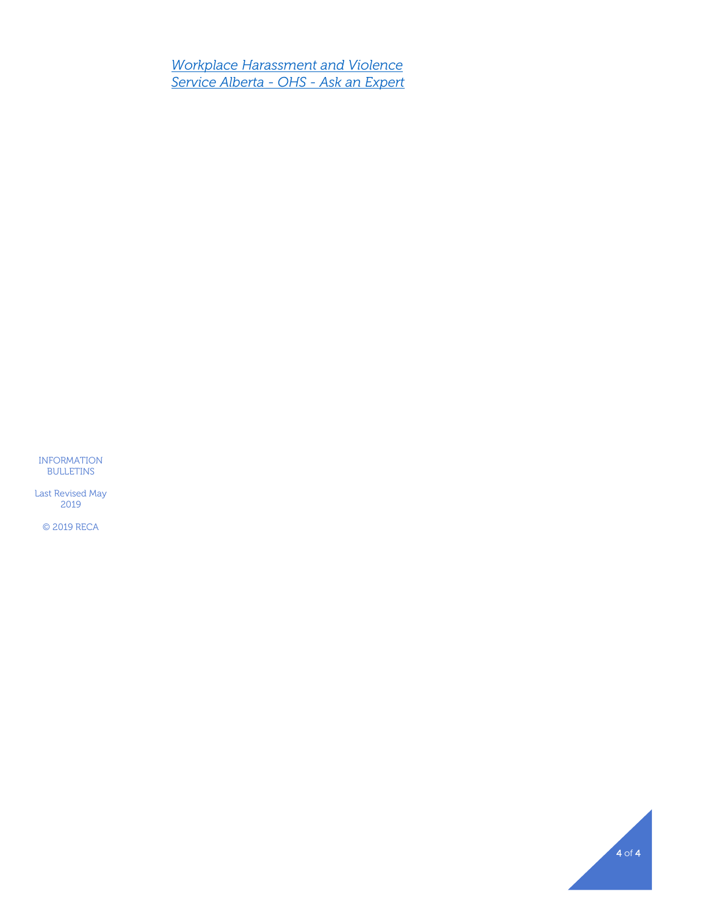*Workplace Harassment and Violence*
*Service Alberta - OHS - Ask an Expert*

INFORMATION BULLETINS

Last Revised May 2019

© 2019 RECA